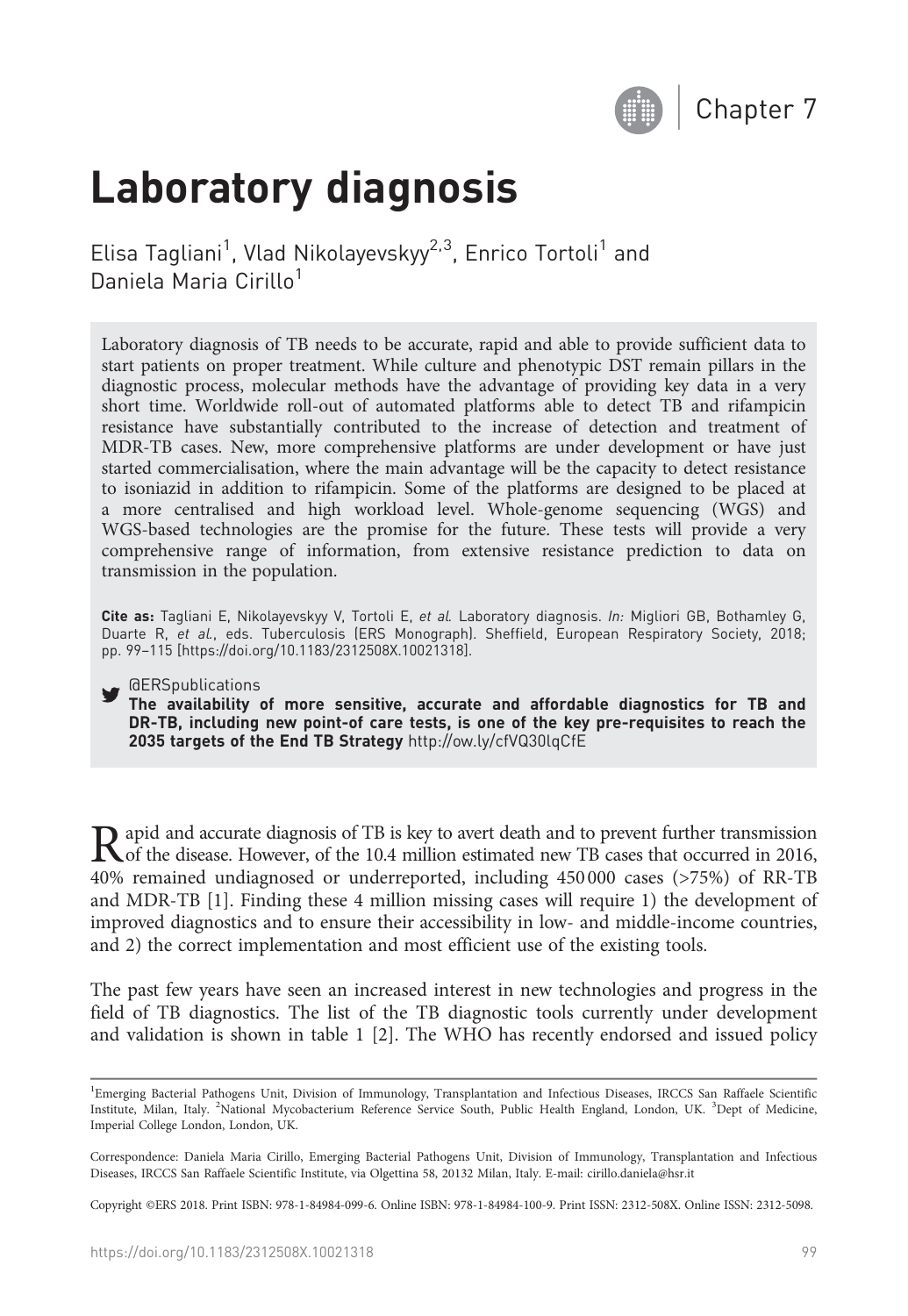Chapter 7

# Laboratory diagnosis

Elisa Tagliani[1], Vlad Nikolayevskyy[2,3], Enrico Tortoli[1] and Daniela Maria Cirillo[1]

Laboratory diagnosis of TB needs to be accurate, rapid and able to provide sufficient data to start patients on proper treatment. While culture and phenotypic DST remain pillars in the diagnostic process, molecular methods have the advantage of providing key data in a very short time. Worldwide roll-out of automated platforms able to detect TB and rifampicin resistance have substantially contributed to the increase of detection and treatment of MDR-TB cases. New, more comprehensive platforms are under development or have just started commercialisation, where the main advantage will be the capacity to detect resistance to isoniazid in addition to rifampicin. Some of the platforms are designed to be placed at a more centralised and high workload level. Whole-genome sequencing (WGS) and WGS-based technologies are the promise for the future. These tests will provide a very comprehensive range of information, from extensive resistance prediction to data on transmission in the population.

**Cite as:** Tagliani E, Nikolayevskyy V, Tortoli E, *et al.* Laboratory diagnosis. *In:* Migliori GB, Bothamley G, Duarte R, *et al.*, eds. Tuberculosis (ERS Monograph). Sheffield, European Respiratory Society, 2018; pp. 99–115 [https://doi.org/10.1183/2312508X.10021318].

@ERSpublications
**The availability of more sensitive, accurate and affordable diagnostics for TB and DR-TB, including new point-of care tests, is one of the key pre-requisites to reach the 2035 targets of the End TB Strategy** http://ow.ly/cfVQ30lqCfE

Rapid and accurate diagnosis of TB is key to avert death and to prevent further transmission of the disease. However, of the 10.4 million estimated new TB cases that occurred in 2016, 40% remained undiagnosed or underreported, including 450 000 cases (>75%) of RR-TB and MDR-TB [1]. Finding these 4 million missing cases will require 1) the development of improved diagnostics and to ensure their accessibility in low- and middle-income countries, and 2) the correct implementation and most efficient use of the existing tools.

The past few years have seen an increased interest in new technologies and progress in the field of TB diagnostics. The list of the TB diagnostic tools currently under development and validation is shown in table 1 [2]. The WHO has recently endorsed and issued policy

[1]Emerging Bacterial Pathogens Unit, Division of Immunology, Transplantation and Infectious Diseases, IRCCS San Raffaele Scientific Institute, Milan, Italy. [2]National Mycobacterium Reference Service South, Public Health England, London, UK. [3]Dept of Medicine, Imperial College London, London, UK.

Correspondence: Daniela Maria Cirillo, Emerging Bacterial Pathogens Unit, Division of Immunology, Transplantation and Infectious Diseases, IRCCS San Raffaele Scientific Institute, via Olgettina 58, 20132 Milan, Italy. E-mail: cirillo.daniela@hsr.it

Copyright ©ERS 2018. Print ISBN: 978-1-84984-099-6. Online ISBN: 978-1-84984-100-9. Print ISSN: 2312-508X. Online ISSN: 2312-5098.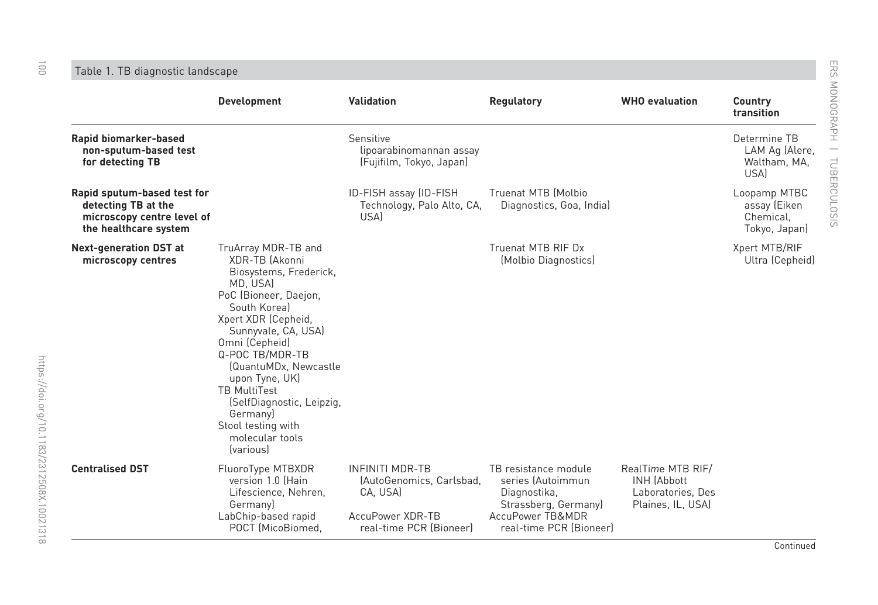Table 1. TB diagnostic landscape

| | Development | Validation | Regulatory | WHO evaluation | Country transition |
|---|---|---|---|---|---|
| **Rapid biomarker-based non-sputum-based test for detecting TB** | | Sensitive lipoarabinomannan assay (Fujifilm, Tokyo, Japan) | | | Determine TB LAM Ag (Alere, Waltham, MA, USA) |
| **Rapid sputum-based test for detecting TB at the microscopy centre level of the healthcare system** | | ID-FISH assay (ID-FISH Technology, Palo Alto, CA, USA) | Truenat MTB (Molbio Diagnostics, Goa, India) | | Loopamp MTBC assay (Eiken Chemical, Tokyo, Japan) |
| **Next-generation DST at microscopy centres** | TruArray MDR-TB and XDR-TB (Akonni Biosystems, Frederick, MD, USA)<br>PoC (Bioneer, Daejon, South Korea)<br>Xpert XDR (Cepheid, Sunnyvale, CA, USA)<br>Omni (Cepheid)<br>Q-POC TB/MDR-TB (QuantuMDx, Newcastle upon Tyne, UK)<br>TB MultiTest (SelfDiagnostic, Leipzig, Germany)<br>Stool testing with molecular tools (various) | | Truenat MTB RIF Dx (Molbio Diagnostics) | | Xpert MTB/RIF Ultra (Cepheid) |
| **Centralised DST** | FluoroType MTBXDR version 1.0 (Hain Lifescience, Nehren, Germany)<br>LabChip-based rapid POCT (MicoBiomed, | INFINITI MDR-TB (AutoGenomics, Carlsbad, CA, USA)<br>AccuPower XDR-TB real-time PCR (Bioneer) | TB resistance module series (Autoimmun Diagnostika, Strassberg, Germany)<br>AccuPower TB&MDR real-time PCR (Bioneer) | RealT*ime* MTB RIF/INH (Abbott Laboratories, Des Plaines, IL, USA) | |

Continued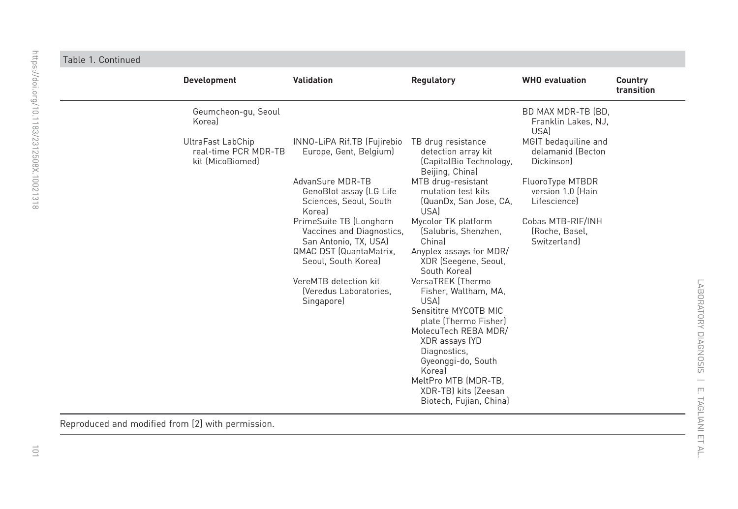Table 1. Continued

| | Development | Validation | Regulatory | WHO evaluation | Country transition |
|---|---|---|---|---|---|
| | Geumcheon-gu, Seoul Korea) | | | BD MAX MDR-TB (BD, Franklin Lakes, NJ, USA) | |
| | UltraFast LabChip real-time PCR MDR-TB kit (MicoBiomed) | INNO-LiPA Rif.TB (Fujirebio Europe, Gent, Belgium) | TB drug resistance detection array kit (CapitalBio Technology, Beijing, China) | MGIT bedaquiline and delamanid (Becton Dickinson) | |
| | | AdvanSure MDR-TB GenoBlot assay (LG Life Sciences, Seoul, South Korea) | MTB drug-resistant mutation test kits (QuanDx, San Jose, CA, USA) | FluoroType MTBDR version 1.0 (Hain Lifescience) | |
| | | PrimeSuite TB (Longhorn Vaccines and Diagnostics, San Antonio, TX, USA) | Mycolor TK platform (Salubris, Shenzhen, China) | Cobas MTB-RIF/INH (Roche, Basel, Switzerland) | |
| | | QMAC DST (QuantaMatrix, Seoul, South Korea) | Anyplex assays for MDR/XDR (Seegene, Seoul, South Korea) | | |
| | | VereMTB detection kit (Veredus Laboratories, Singapore) | VersaTREK (Thermo Fisher, Waltham, MA, USA) | | |
| | | | Sensititre MYCOTB MIC plate (Thermo Fisher) | | |
| | | | MolecuTech REBA MDR/XDR assays (YD Diagnostics, Gyeonggi-do, South Korea) | | |
| | | | MeltPro MTB (MDR-TB, XDR-TB) kits (Zeesan Biotech, Fujian, China) | | |

Reproduced and modified from [2] with permission.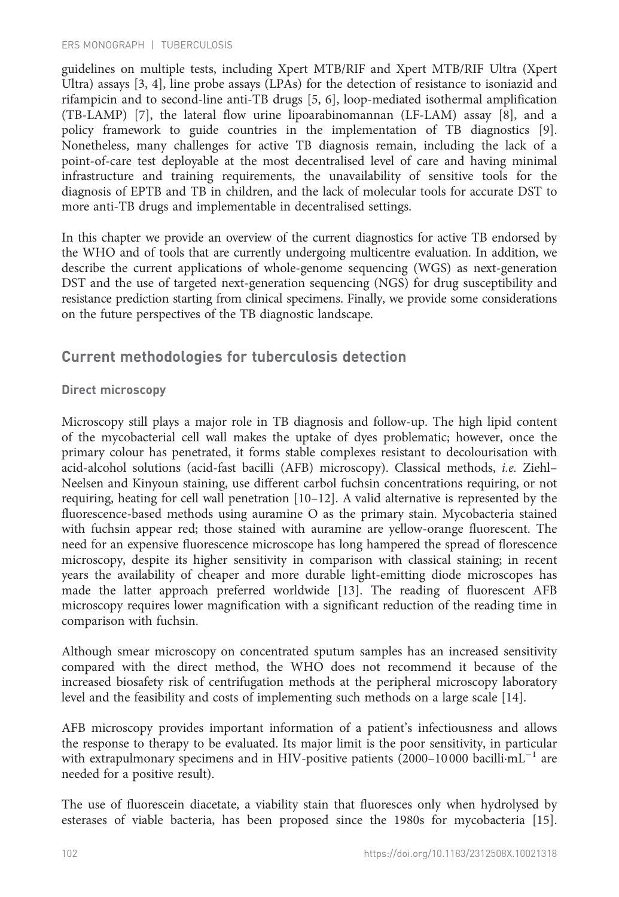guidelines on multiple tests, including Xpert MTB/RIF and Xpert MTB/RIF Ultra (Xpert Ultra) assays [3, 4], line probe assays (LPAs) for the detection of resistance to isoniazid and rifampicin and to second-line anti-TB drugs [5, 6], loop-mediated isothermal amplification (TB-LAMP) [7], the lateral flow urine lipoarabinomannan (LF-LAM) assay [8], and a policy framework to guide countries in the implementation of TB diagnostics [9]. Nonetheless, many challenges for active TB diagnosis remain, including the lack of a point-of-care test deployable at the most decentralised level of care and having minimal infrastructure and training requirements, the unavailability of sensitive tools for the diagnosis of EPTB and TB in children, and the lack of molecular tools for accurate DST to more anti-TB drugs and implementable in decentralised settings.

In this chapter we provide an overview of the current diagnostics for active TB endorsed by the WHO and of tools that are currently undergoing multicentre evaluation. In addition, we describe the current applications of whole-genome sequencing (WGS) as next-generation DST and the use of targeted next-generation sequencing (NGS) for drug susceptibility and resistance prediction starting from clinical specimens. Finally, we provide some considerations on the future perspectives of the TB diagnostic landscape.

## Current methodologies for tuberculosis detection

### Direct microscopy

Microscopy still plays a major role in TB diagnosis and follow-up. The high lipid content of the mycobacterial cell wall makes the uptake of dyes problematic; however, once the primary colour has penetrated, it forms stable complexes resistant to decolourisation with acid-alcohol solutions (acid-fast bacilli (AFB) microscopy). Classical methods, *i.e.* Ziehl–Neelsen and Kinyoun staining, use different carbol fuchsin concentrations requiring, or not requiring, heating for cell wall penetration [10–12]. A valid alternative is represented by the fluorescence-based methods using auramine O as the primary stain. Mycobacteria stained with fuchsin appear red; those stained with auramine are yellow-orange fluorescent. The need for an expensive fluorescence microscope has long hampered the spread of florescence microscopy, despite its higher sensitivity in comparison with classical staining; in recent years the availability of cheaper and more durable light-emitting diode microscopes has made the latter approach preferred worldwide [13]. The reading of fluorescent AFB microscopy requires lower magnification with a significant reduction of the reading time in comparison with fuchsin.

Although smear microscopy on concentrated sputum samples has an increased sensitivity compared with the direct method, the WHO does not recommend it because of the increased biosafety risk of centrifugation methods at the peripheral microscopy laboratory level and the feasibility and costs of implementing such methods on a large scale [14].

AFB microscopy provides important information of a patient's infectiousness and allows the response to therapy to be evaluated. Its major limit is the poor sensitivity, in particular with extrapulmonary specimens and in HIV-positive patients (2000–10 000 bacilli·$mL^{-1}$ are needed for a positive result).

The use of fluorescein diacetate, a viability stain that fluoresces only when hydrolysed by esterases of viable bacteria, has been proposed since the 1980s for mycobacteria [15].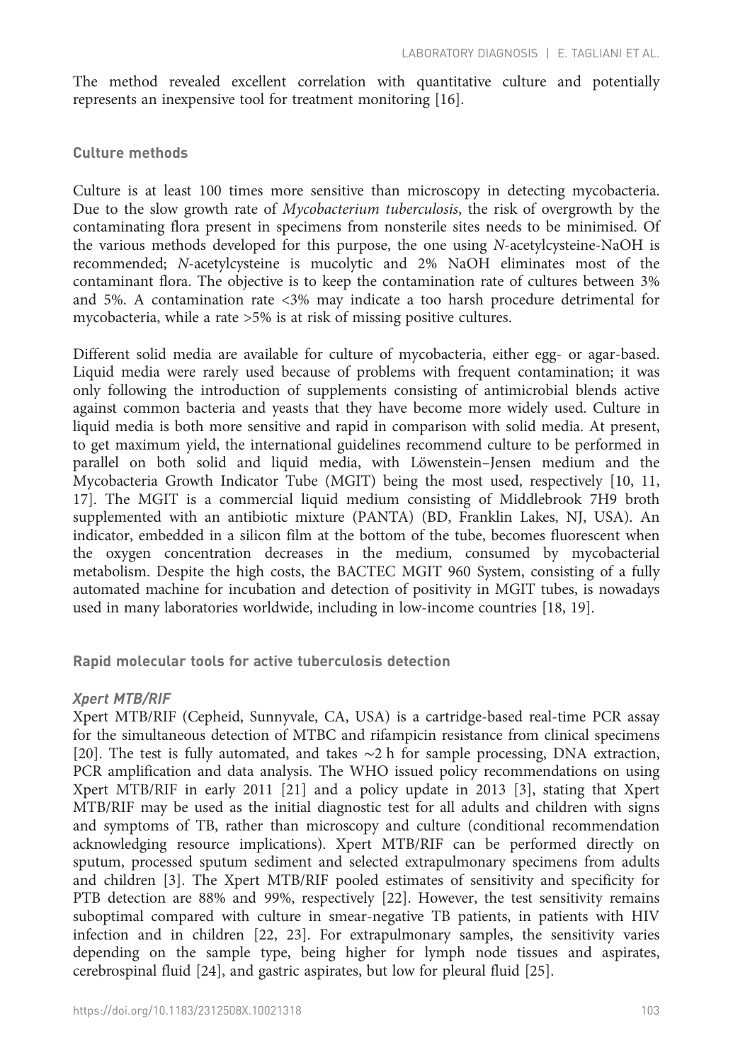The method revealed excellent correlation with quantitative culture and potentially represents an inexpensive tool for treatment monitoring [16].

## Culture methods

Culture is at least 100 times more sensitive than microscopy in detecting mycobacteria. Due to the slow growth rate of *Mycobacterium tuberculosis*, the risk of overgrowth by the contaminating flora present in specimens from nonsterile sites needs to be minimised. Of the various methods developed for this purpose, the one using *N*-acetylcysteine-NaOH is recommended; *N*-acetylcysteine is mucolytic and 2% NaOH eliminates most of the contaminant flora. The objective is to keep the contamination rate of cultures between 3% and 5%. A contamination rate <3% may indicate a too harsh procedure detrimental for mycobacteria, while a rate >5% is at risk of missing positive cultures.

Different solid media are available for culture of mycobacteria, either egg- or agar-based. Liquid media were rarely used because of problems with frequent contamination; it was only following the introduction of supplements consisting of antimicrobial blends active against common bacteria and yeasts that they have become more widely used. Culture in liquid media is both more sensitive and rapid in comparison with solid media. At present, to get maximum yield, the international guidelines recommend culture to be performed in parallel on both solid and liquid media, with Löwenstein–Jensen medium and the Mycobacteria Growth Indicator Tube (MGIT) being the most used, respectively [10, 11, 17]. The MGIT is a commercial liquid medium consisting of Middlebrook 7H9 broth supplemented with an antibiotic mixture (PANTA) (BD, Franklin Lakes, NJ, USA). An indicator, embedded in a silicon film at the bottom of the tube, becomes fluorescent when the oxygen concentration decreases in the medium, consumed by mycobacterial metabolism. Despite the high costs, the BACTEC MGIT 960 System, consisting of a fully automated machine for incubation and detection of positivity in MGIT tubes, is nowadays used in many laboratories worldwide, including in low-income countries [18, 19].

## Rapid molecular tools for active tuberculosis detection

### *Xpert MTB/RIF*

Xpert MTB/RIF (Cepheid, Sunnyvale, CA, USA) is a cartridge-based real-time PCR assay for the simultaneous detection of MTBC and rifampicin resistance from clinical specimens [20]. The test is fully automated, and takes ∼2 h for sample processing, DNA extraction, PCR amplification and data analysis. The WHO issued policy recommendations on using Xpert MTB/RIF in early 2011 [21] and a policy update in 2013 [3], stating that Xpert MTB/RIF may be used as the initial diagnostic test for all adults and children with signs and symptoms of TB, rather than microscopy and culture (conditional recommendation acknowledging resource implications). Xpert MTB/RIF can be performed directly on sputum, processed sputum sediment and selected extrapulmonary specimens from adults and children [3]. The Xpert MTB/RIF pooled estimates of sensitivity and specificity for PTB detection are 88% and 99%, respectively [22]. However, the test sensitivity remains suboptimal compared with culture in smear-negative TB patients, in patients with HIV infection and in children [22, 23]. For extrapulmonary samples, the sensitivity varies depending on the sample type, being higher for lymph node tissues and aspirates, cerebrospinal fluid [24], and gastric aspirates, but low for pleural fluid [25].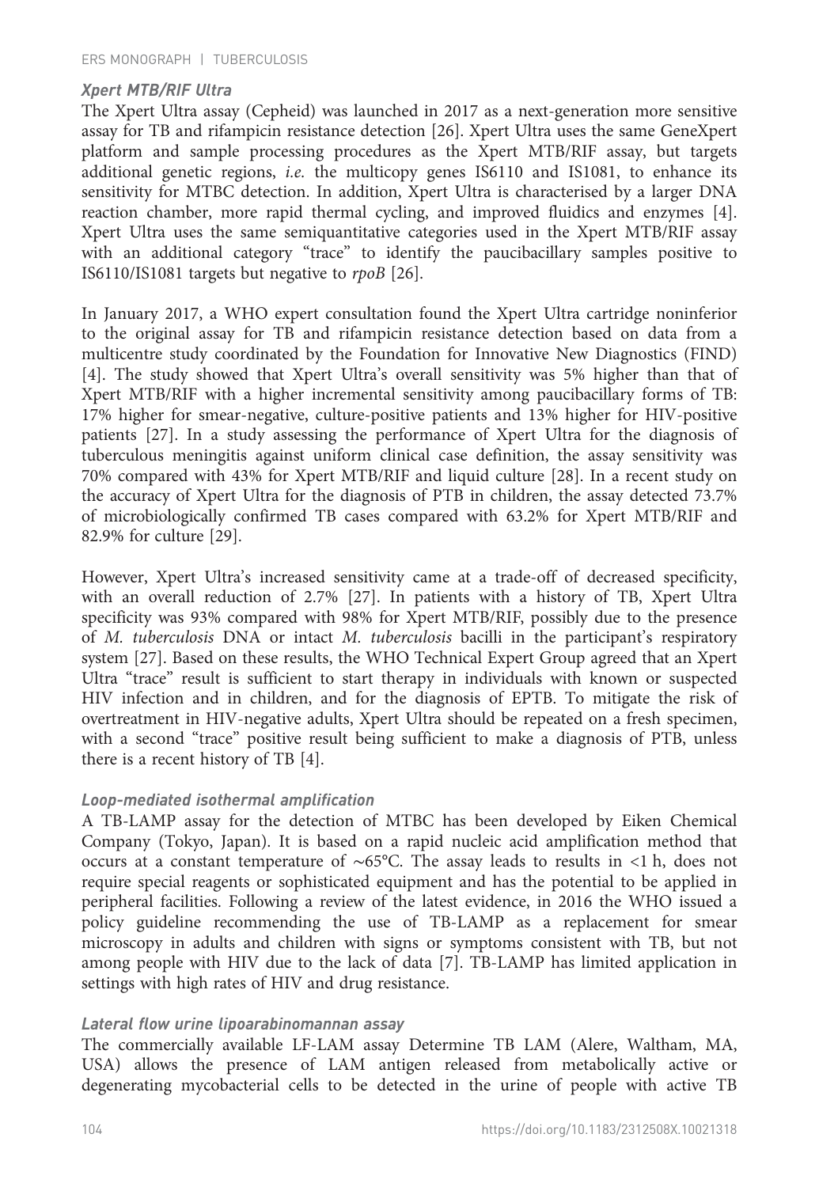### *Xpert MTB/RIF Ultra*

The Xpert Ultra assay (Cepheid) was launched in 2017 as a next-generation more sensitive assay for TB and rifampicin resistance detection [26]. Xpert Ultra uses the same GeneXpert platform and sample processing procedures as the Xpert MTB/RIF assay, but targets additional genetic regions, *i.e.* the multicopy genes IS6110 and IS1081, to enhance its sensitivity for MTBC detection. In addition, Xpert Ultra is characterised by a larger DNA reaction chamber, more rapid thermal cycling, and improved fluidics and enzymes [4]. Xpert Ultra uses the same semiquantitative categories used in the Xpert MTB/RIF assay with an additional category "trace" to identify the paucibacillary samples positive to IS6110/IS1081 targets but negative to *rpoB* [26].

In January 2017, a WHO expert consultation found the Xpert Ultra cartridge noninferior to the original assay for TB and rifampicin resistance detection based on data from a multicentre study coordinated by the Foundation for Innovative New Diagnostics (FIND) [4]. The study showed that Xpert Ultra's overall sensitivity was 5% higher than that of Xpert MTB/RIF with a higher incremental sensitivity among paucibacillary forms of TB: 17% higher for smear-negative, culture-positive patients and 13% higher for HIV-positive patients [27]. In a study assessing the performance of Xpert Ultra for the diagnosis of tuberculous meningitis against uniform clinical case definition, the assay sensitivity was 70% compared with 43% for Xpert MTB/RIF and liquid culture [28]. In a recent study on the accuracy of Xpert Ultra for the diagnosis of PTB in children, the assay detected 73.7% of microbiologically confirmed TB cases compared with 63.2% for Xpert MTB/RIF and 82.9% for culture [29].

However, Xpert Ultra's increased sensitivity came at a trade-off of decreased specificity, with an overall reduction of 2.7% [27]. In patients with a history of TB, Xpert Ultra specificity was 93% compared with 98% for Xpert MTB/RIF, possibly due to the presence of *M. tuberculosis* DNA or intact *M. tuberculosis* bacilli in the participant's respiratory system [27]. Based on these results, the WHO Technical Expert Group agreed that an Xpert Ultra "trace" result is sufficient to start therapy in individuals with known or suspected HIV infection and in children, and for the diagnosis of EPTB. To mitigate the risk of overtreatment in HIV-negative adults, Xpert Ultra should be repeated on a fresh specimen, with a second "trace" positive result being sufficient to make a diagnosis of PTB, unless there is a recent history of TB [4].

### *Loop-mediated isothermal amplification*

A TB-LAMP assay for the detection of MTBC has been developed by Eiken Chemical Company (Tokyo, Japan). It is based on a rapid nucleic acid amplification method that occurs at a constant temperature of ~65°C. The assay leads to results in <1 h, does not require special reagents or sophisticated equipment and has the potential to be applied in peripheral facilities. Following a review of the latest evidence, in 2016 the WHO issued a policy guideline recommending the use of TB-LAMP as a replacement for smear microscopy in adults and children with signs or symptoms consistent with TB, but not among people with HIV due to the lack of data [7]. TB-LAMP has limited application in settings with high rates of HIV and drug resistance.

### *Lateral flow urine lipoarabinomannan assay*

The commercially available LF-LAM assay Determine TB LAM (Alere, Waltham, MA, USA) allows the presence of LAM antigen released from metabolically active or degenerating mycobacterial cells to be detected in the urine of people with active TB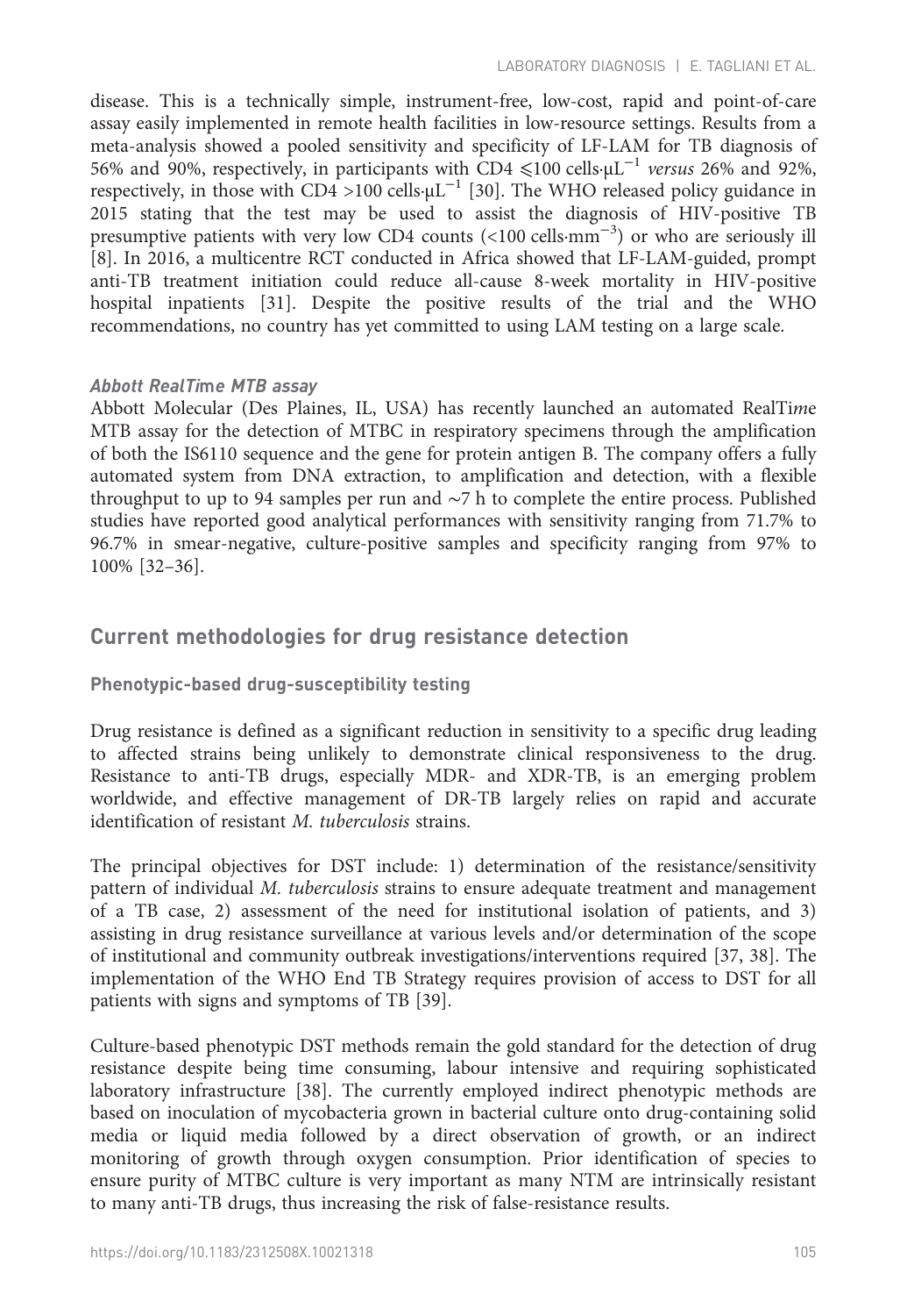disease. This is a technically simple, instrument-free, low-cost, rapid and point-of-care assay easily implemented in remote health facilities in low-resource settings. Results from a meta-analysis showed a pooled sensitivity and specificity of LF-LAM for TB diagnosis of 56% and 90%, respectively, in participants with CD4 $\leqslant$100 cells·$\mu L^{-1}$ *versus* 26% and 92%, respectively, in those with CD4 >100 cells·$\mu L^{-1}$ [30]. The WHO released policy guidance in 2015 stating that the test may be used to assist the diagnosis of HIV-positive TB presumptive patients with very low CD4 counts (<100 cells·$mm^{-3}$) or who are seriously ill [8]. In 2016, a multicentre RCT conducted in Africa showed that LF-LAM-guided, prompt anti-TB treatment initiation could reduce all-cause 8-week mortality in HIV-positive hospital inpatients [31]. Despite the positive results of the trial and the WHO recommendations, no country has yet committed to using LAM testing on a large scale.

#### *Abbott RealTime MTB assay*

Abbott Molecular (Des Plaines, IL, USA) has recently launched an automated RealTi*me* MTB assay for the detection of MTBC in respiratory specimens through the amplification of both the IS6110 sequence and the gene for protein antigen B. The company offers a fully automated system from DNA extraction, to amplification and detection, with a flexible throughput to up to 94 samples per run and ∼7 h to complete the entire process. Published studies have reported good analytical performances with sensitivity ranging from 71.7% to 96.7% in smear-negative, culture-positive samples and specificity ranging from 97% to 100% [32–36].

## Current methodologies for drug resistance detection

### Phenotypic-based drug-susceptibility testing

Drug resistance is defined as a significant reduction in sensitivity to a specific drug leading to affected strains being unlikely to demonstrate clinical responsiveness to the drug. Resistance to anti-TB drugs, especially MDR- and XDR-TB, is an emerging problem worldwide, and effective management of DR-TB largely relies on rapid and accurate identification of resistant *M. tuberculosis* strains.

The principal objectives for DST include: 1) determination of the resistance/sensitivity pattern of individual *M. tuberculosis* strains to ensure adequate treatment and management of a TB case, 2) assessment of the need for institutional isolation of patients, and 3) assisting in drug resistance surveillance at various levels and/or determination of the scope of institutional and community outbreak investigations/interventions required [37, 38]. The implementation of the WHO End TB Strategy requires provision of access to DST for all patients with signs and symptoms of TB [39].

Culture-based phenotypic DST methods remain the gold standard for the detection of drug resistance despite being time consuming, labour intensive and requiring sophisticated laboratory infrastructure [38]. The currently employed indirect phenotypic methods are based on inoculation of mycobacteria grown in bacterial culture onto drug-containing solid media or liquid media followed by a direct observation of growth, or an indirect monitoring of growth through oxygen consumption. Prior identification of species to ensure purity of MTBC culture is very important as many NTM are intrinsically resistant to many anti-TB drugs, thus increasing the risk of false-resistance results.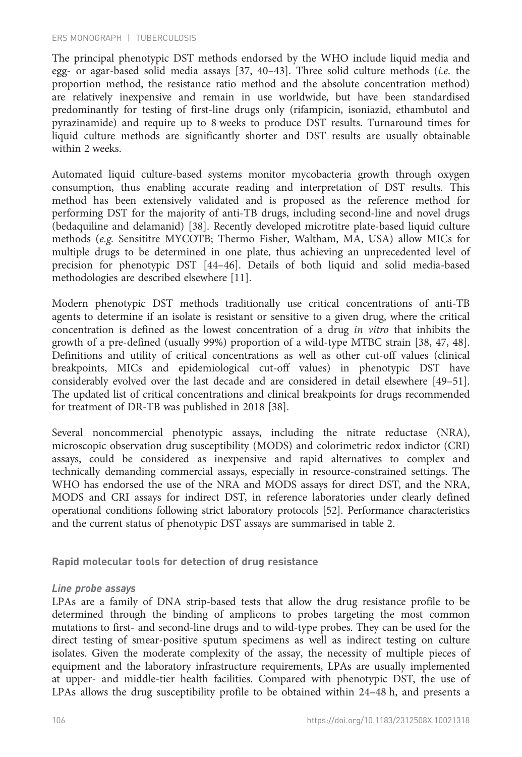The principal phenotypic DST methods endorsed by the WHO include liquid media and egg- or agar-based solid media assays [37, 40–43]. Three solid culture methods (*i.e.* the proportion method, the resistance ratio method and the absolute concentration method) are relatively inexpensive and remain in use worldwide, but have been standardised predominantly for testing of first-line drugs only (rifampicin, isoniazid, ethambutol and pyrazinamide) and require up to 8 weeks to produce DST results. Turnaround times for liquid culture methods are significantly shorter and DST results are usually obtainable within 2 weeks.

Automated liquid culture-based systems monitor mycobacteria growth through oxygen consumption, thus enabling accurate reading and interpretation of DST results. This method has been extensively validated and is proposed as the reference method for performing DST for the majority of anti-TB drugs, including second-line and novel drugs (bedaquiline and delamanid) [38]. Recently developed microtitre plate-based liquid culture methods (*e.g.* Sensititre MYCOTB; Thermo Fisher, Waltham, MA, USA) allow MICs for multiple drugs to be determined in one plate, thus achieving an unprecedented level of precision for phenotypic DST [44–46]. Details of both liquid and solid media-based methodologies are described elsewhere [11].

Modern phenotypic DST methods traditionally use critical concentrations of anti-TB agents to determine if an isolate is resistant or sensitive to a given drug, where the critical concentration is defined as the lowest concentration of a drug *in vitro* that inhibits the growth of a pre-defined (usually 99%) proportion of a wild-type MTBC strain [38, 47, 48]. Definitions and utility of critical concentrations as well as other cut-off values (clinical breakpoints, MICs and epidemiological cut-off values) in phenotypic DST have considerably evolved over the last decade and are considered in detail elsewhere [49–51]. The updated list of critical concentrations and clinical breakpoints for drugs recommended for treatment of DR-TB was published in 2018 [38].

Several noncommercial phenotypic assays, including the nitrate reductase (NRA), microscopic observation drug susceptibility (MODS) and colorimetric redox indictor (CRI) assays, could be considered as inexpensive and rapid alternatives to complex and technically demanding commercial assays, especially in resource-constrained settings. The WHO has endorsed the use of the NRA and MODS assays for direct DST, and the NRA, MODS and CRI assays for indirect DST, in reference laboratories under clearly defined operational conditions following strict laboratory protocols [52]. Performance characteristics and the current status of phenotypic DST assays are summarised in table 2.

## Rapid molecular tools for detection of drug resistance

### *Line probe assays*

LPAs are a family of DNA strip-based tests that allow the drug resistance profile to be determined through the binding of amplicons to probes targeting the most common mutations to first- and second-line drugs and to wild-type probes. They can be used for the direct testing of smear-positive sputum specimens as well as indirect testing on culture isolates. Given the moderate complexity of the assay, the necessity of multiple pieces of equipment and the laboratory infrastructure requirements, LPAs are usually implemented at upper- and middle-tier health facilities. Compared with phenotypic DST, the use of LPAs allows the drug susceptibility profile to be obtained within 24–48 h, and presents a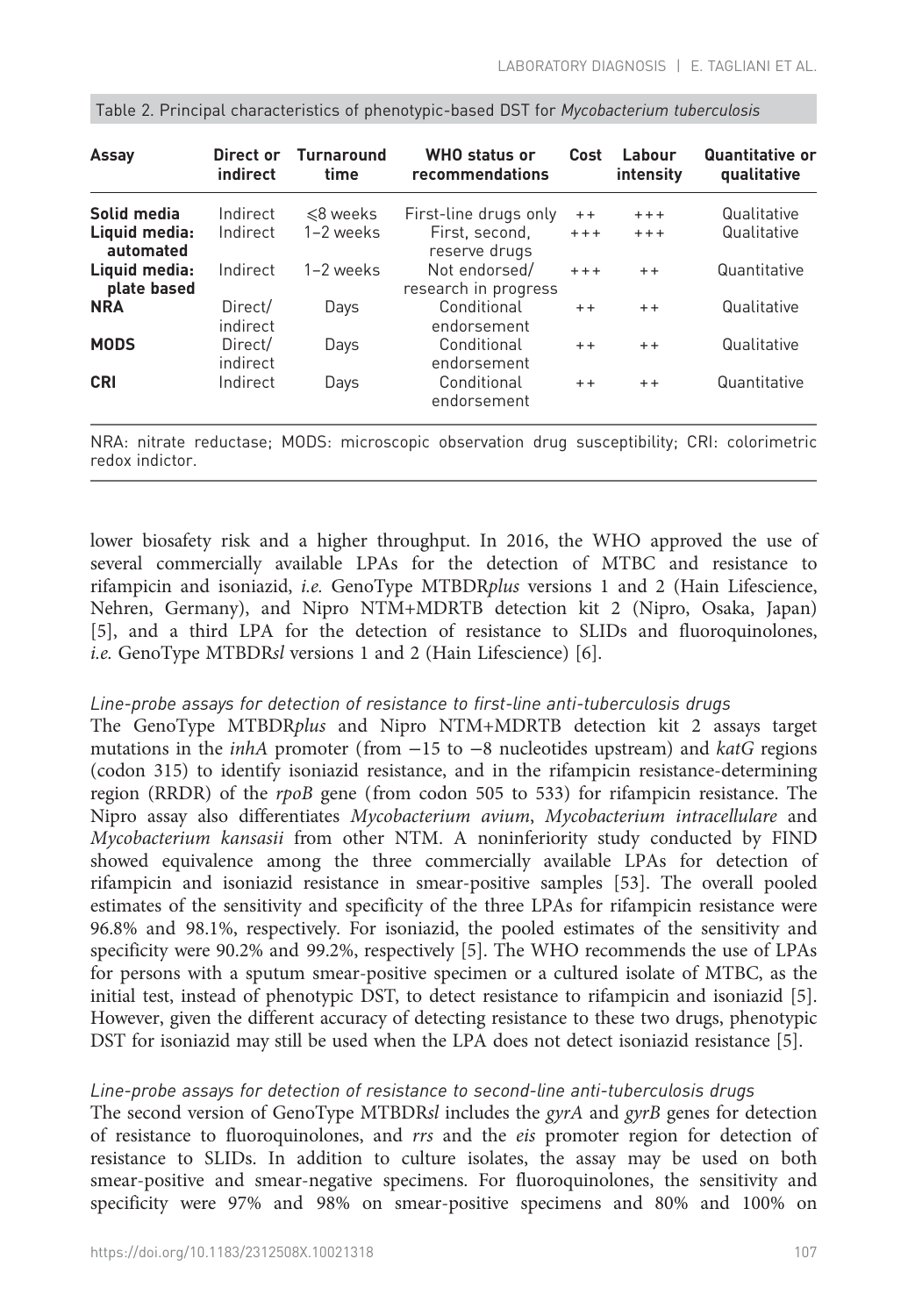Table 2. Principal characteristics of phenotypic-based DST for *Mycobacterium tuberculosis*

| Assay | Direct or indirect | Turnaround time | WHO status or recommendations | Cost | Labour intensity | Quantitative or qualitative |
|---|---|---|---|---|---|---|
| **Solid media** | Indirect | ⩽8 weeks | First-line drugs only | ++ | +++ | Qualitative |
| **Liquid media: automated** | Indirect | 1–2 weeks | First, second, reserve drugs | +++ | +++ | Qualitative |
| **Liquid media: plate based** | Indirect | 1–2 weeks | Not endorsed/ research in progress | +++ | ++ | Quantitative |
| **NRA** | Direct/ indirect | Days | Conditional endorsement | ++ | ++ | Qualitative |
| **MODS** | Direct/ indirect | Days | Conditional endorsement | ++ | ++ | Qualitative |
| **CRI** | Indirect | Days | Conditional endorsement | ++ | ++ | Quantitative |

NRA: nitrate reductase; MODS: microscopic observation drug susceptibility; CRI: colorimetric redox indictor.

lower biosafety risk and a higher throughput. In 2016, the WHO approved the use of several commercially available LPAs for the detection of MTBC and resistance to rifampicin and isoniazid, *i.e.* GenoType MTBDR*plus* versions 1 and 2 (Hain Lifescience, Nehren, Germany), and Nipro NTM+MDRTB detection kit 2 (Nipro, Osaka, Japan) [5], and a third LPA for the detection of resistance to SLIDs and fluoroquinolones, *i.e.* GenoType MTBDR*sl* versions 1 and 2 (Hain Lifescience) [6].

*Line-probe assays for detection of resistance to first-line anti-tuberculosis drugs*

The GenoType MTBDR*plus* and Nipro NTM+MDRTB detection kit 2 assays target mutations in the *inhA* promoter (from −15 to −8 nucleotides upstream) and *katG* regions (codon 315) to identify isoniazid resistance, and in the rifampicin resistance-determining region (RRDR) of the *rpoB* gene (from codon 505 to 533) for rifampicin resistance. The Nipro assay also differentiates *Mycobacterium avium*, *Mycobacterium intracellulare* and *Mycobacterium kansasii* from other NTM. A noninferiority study conducted by FIND showed equivalence among the three commercially available LPAs for detection of rifampicin and isoniazid resistance in smear-positive samples [53]. The overall pooled estimates of the sensitivity and specificity of the three LPAs for rifampicin resistance were 96.8% and 98.1%, respectively. For isoniazid, the pooled estimates of the sensitivity and specificity were 90.2% and 99.2%, respectively [5]. The WHO recommends the use of LPAs for persons with a sputum smear-positive specimen or a cultured isolate of MTBC, as the initial test, instead of phenotypic DST, to detect resistance to rifampicin and isoniazid [5]. However, given the different accuracy of detecting resistance to these two drugs, phenotypic DST for isoniazid may still be used when the LPA does not detect isoniazid resistance [5].

*Line-probe assays for detection of resistance to second-line anti-tuberculosis drugs*

The second version of GenoType MTBDR*sl* includes the *gyrA* and *gyrB* genes for detection of resistance to fluoroquinolones, and *rrs* and the *eis* promoter region for detection of resistance to SLIDs. In addition to culture isolates, the assay may be used on both smear-positive and smear-negative specimens. For fluoroquinolones, the sensitivity and specificity were 97% and 98% on smear-positive specimens and 80% and 100% on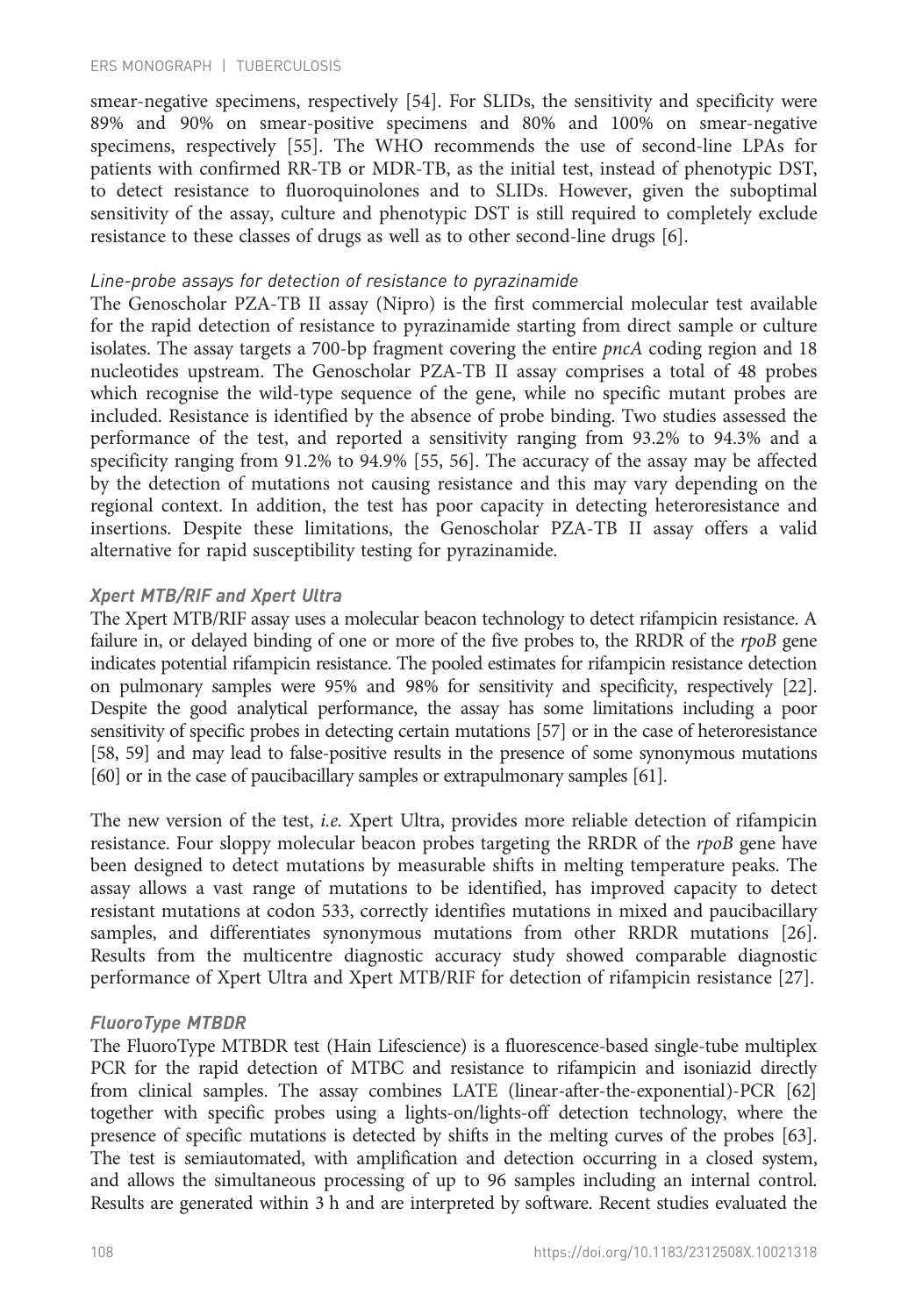smear-negative specimens, respectively [54]. For SLIDs, the sensitivity and specificity were 89% and 90% on smear-positive specimens and 80% and 100% on smear-negative specimens, respectively [55]. The WHO recommends the use of second-line LPAs for patients with confirmed RR-TB or MDR-TB, as the initial test, instead of phenotypic DST, to detect resistance to fluoroquinolones and to SLIDs. However, given the suboptimal sensitivity of the assay, culture and phenotypic DST is still required to completely exclude resistance to these classes of drugs as well as to other second-line drugs [6].

#### *Line-probe assays for detection of resistance to pyrazinamide*

The Genoscholar PZA-TB II assay (Nipro) is the first commercial molecular test available for the rapid detection of resistance to pyrazinamide starting from direct sample or culture isolates. The assay targets a 700-bp fragment covering the entire *pncA* coding region and 18 nucleotides upstream. The Genoscholar PZA-TB II assay comprises a total of 48 probes which recognise the wild-type sequence of the gene, while no specific mutant probes are included. Resistance is identified by the absence of probe binding. Two studies assessed the performance of the test, and reported a sensitivity ranging from 93.2% to 94.3% and a specificity ranging from 91.2% to 94.9% [55, 56]. The accuracy of the assay may be affected by the detection of mutations not causing resistance and this may vary depending on the regional context. In addition, the test has poor capacity in detecting heteroresistance and insertions. Despite these limitations, the Genoscholar PZA-TB II assay offers a valid alternative for rapid susceptibility testing for pyrazinamide.

### *Xpert MTB/RIF and Xpert Ultra*

The Xpert MTB/RIF assay uses a molecular beacon technology to detect rifampicin resistance. A failure in, or delayed binding of one or more of the five probes to, the RRDR of the *rpoB* gene indicates potential rifampicin resistance. The pooled estimates for rifampicin resistance detection on pulmonary samples were 95% and 98% for sensitivity and specificity, respectively [22]. Despite the good analytical performance, the assay has some limitations including a poor sensitivity of specific probes in detecting certain mutations [57] or in the case of heteroresistance [58, 59] and may lead to false-positive results in the presence of some synonymous mutations [60] or in the case of paucibacillary samples or extrapulmonary samples [61].

The new version of the test, *i.e.* Xpert Ultra, provides more reliable detection of rifampicin resistance. Four sloppy molecular beacon probes targeting the RRDR of the *rpoB* gene have been designed to detect mutations by measurable shifts in melting temperature peaks. The assay allows a vast range of mutations to be identified, has improved capacity to detect resistant mutations at codon 533, correctly identifies mutations in mixed and paucibacillary samples, and differentiates synonymous mutations from other RRDR mutations [26]. Results from the multicentre diagnostic accuracy study showed comparable diagnostic performance of Xpert Ultra and Xpert MTB/RIF for detection of rifampicin resistance [27].

### *FluoroType MTBDR*

The FluoroType MTBDR test (Hain Lifescience) is a fluorescence-based single-tube multiplex PCR for the rapid detection of MTBC and resistance to rifampicin and isoniazid directly from clinical samples. The assay combines LATE (linear-after-the-exponential)-PCR [62] together with specific probes using a lights-on/lights-off detection technology, where the presence of specific mutations is detected by shifts in the melting curves of the probes [63]. The test is semiautomated, with amplification and detection occurring in a closed system, and allows the simultaneous processing of up to 96 samples including an internal control. Results are generated within 3 h and are interpreted by software. Recent studies evaluated the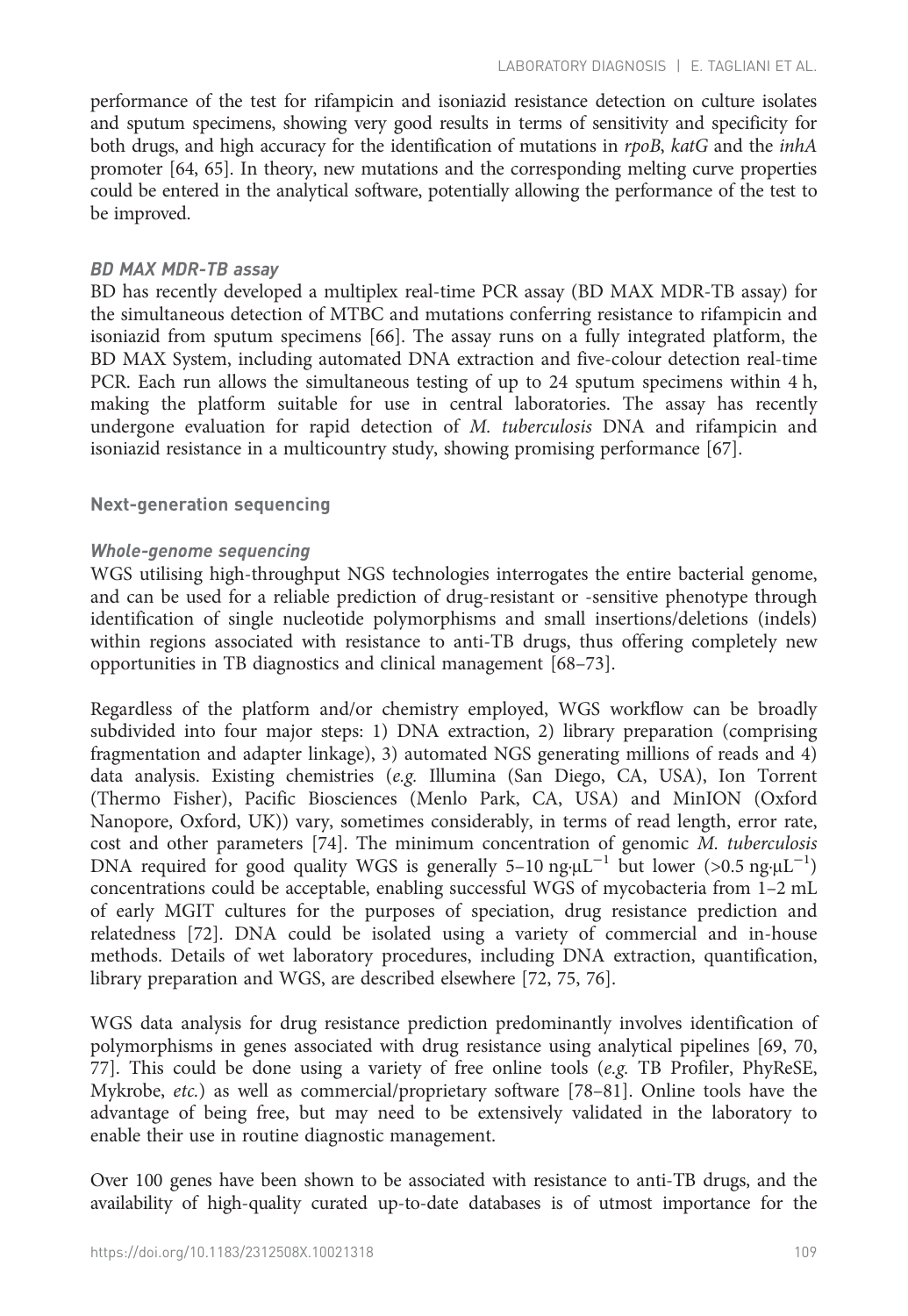performance of the test for rifampicin and isoniazid resistance detection on culture isolates and sputum specimens, showing very good results in terms of sensitivity and specificity for both drugs, and high accuracy for the identification of mutations in *rpoB*, *katG* and the *inhA* promoter [64, 65]. In theory, new mutations and the corresponding melting curve properties could be entered in the analytical software, potentially allowing the performance of the test to be improved.

#### *BD MAX MDR-TB assay*

BD has recently developed a multiplex real-time PCR assay (BD MAX MDR-TB assay) for the simultaneous detection of MTBC and mutations conferring resistance to rifampicin and isoniazid from sputum specimens [66]. The assay runs on a fully integrated platform, the BD MAX System, including automated DNA extraction and five-colour detection real-time PCR. Each run allows the simultaneous testing of up to 24 sputum specimens within 4 h, making the platform suitable for use in central laboratories. The assay has recently undergone evaluation for rapid detection of *M. tuberculosis* DNA and rifampicin and isoniazid resistance in a multicountry study, showing promising performance [67].

### Next-generation sequencing

#### *Whole-genome sequencing*

WGS utilising high-throughput NGS technologies interrogates the entire bacterial genome, and can be used for a reliable prediction of drug-resistant or -sensitive phenotype through identification of single nucleotide polymorphisms and small insertions/deletions (indels) within regions associated with resistance to anti-TB drugs, thus offering completely new opportunities in TB diagnostics and clinical management [68–73].

Regardless of the platform and/or chemistry employed, WGS workflow can be broadly subdivided into four major steps: 1) DNA extraction, 2) library preparation (comprising fragmentation and adapter linkage), 3) automated NGS generating millions of reads and 4) data analysis. Existing chemistries (*e.g.* Illumina (San Diego, CA, USA), Ion Torrent (Thermo Fisher), Pacific Biosciences (Menlo Park, CA, USA) and MinION (Oxford Nanopore, Oxford, UK)) vary, sometimes considerably, in terms of read length, error rate, cost and other parameters [74]. The minimum concentration of genomic *M. tuberculosis* DNA required for good quality WGS is generally 5–10 $ng \cdot \mu L^{-1}$ but lower (>0.5 $ng \cdot \mu L^{-1}$) concentrations could be acceptable, enabling successful WGS of mycobacteria from 1–2 mL of early MGIT cultures for the purposes of speciation, drug resistance prediction and relatedness [72]. DNA could be isolated using a variety of commercial and in-house methods. Details of wet laboratory procedures, including DNA extraction, quantification, library preparation and WGS, are described elsewhere [72, 75, 76].

WGS data analysis for drug resistance prediction predominantly involves identification of polymorphisms in genes associated with drug resistance using analytical pipelines [69, 70, 77]. This could be done using a variety of free online tools (*e.g.* TB Profiler, PhyReSE, Mykrobe, *etc.*) as well as commercial/proprietary software [78–81]. Online tools have the advantage of being free, but may need to be extensively validated in the laboratory to enable their use in routine diagnostic management.

Over 100 genes have been shown to be associated with resistance to anti-TB drugs, and the availability of high-quality curated up-to-date databases is of utmost importance for the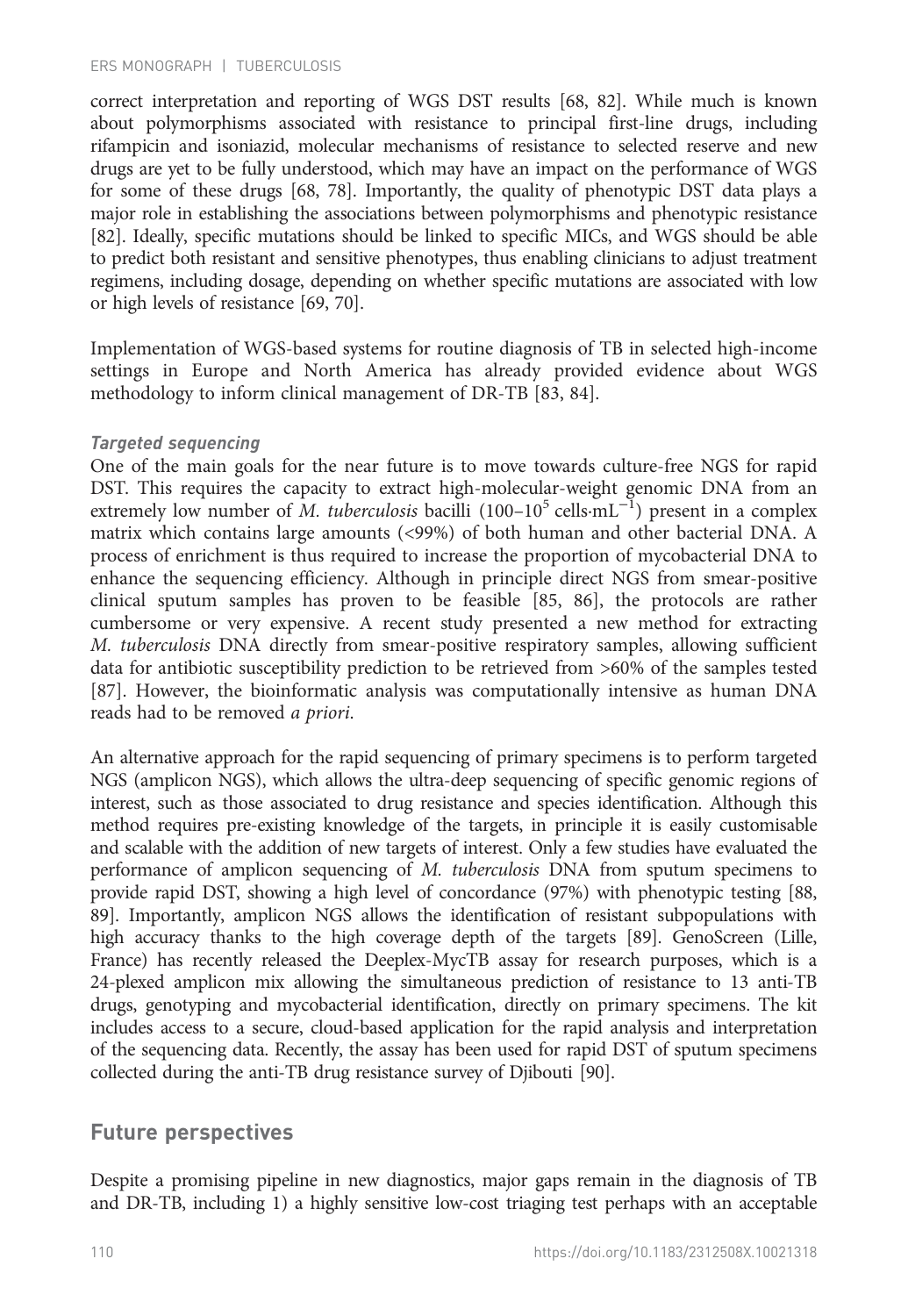correct interpretation and reporting of WGS DST results [68, 82]. While much is known about polymorphisms associated with resistance to principal first-line drugs, including rifampicin and isoniazid, molecular mechanisms of resistance to selected reserve and new drugs are yet to be fully understood, which may have an impact on the performance of WGS for some of these drugs [68, 78]. Importantly, the quality of phenotypic DST data plays a major role in establishing the associations between polymorphisms and phenotypic resistance [82]. Ideally, specific mutations should be linked to specific MICs, and WGS should be able to predict both resistant and sensitive phenotypes, thus enabling clinicians to adjust treatment regimens, including dosage, depending on whether specific mutations are associated with low or high levels of resistance [69, 70].

Implementation of WGS-based systems for routine diagnosis of TB in selected high-income settings in Europe and North America has already provided evidence about WGS methodology to inform clinical management of DR-TB [83, 84].

#### *Targeted sequencing*

One of the main goals for the near future is to move towards culture-free NGS for rapid DST. This requires the capacity to extract high-molecular-weight genomic DNA from an extremely low number of *M. tuberculosis* bacilli ($100–10^5$ cells·mL$^{-1}$) present in a complex matrix which contains large amounts (<99%) of both human and other bacterial DNA. A process of enrichment is thus required to increase the proportion of mycobacterial DNA to enhance the sequencing efficiency. Although in principle direct NGS from smear-positive clinical sputum samples has proven to be feasible [85, 86], the protocols are rather cumbersome or very expensive. A recent study presented a new method for extracting *M. tuberculosis* DNA directly from smear-positive respiratory samples, allowing sufficient data for antibiotic susceptibility prediction to be retrieved from >60% of the samples tested [87]. However, the bioinformatic analysis was computationally intensive as human DNA reads had to be removed *a priori*.

An alternative approach for the rapid sequencing of primary specimens is to perform targeted NGS (amplicon NGS), which allows the ultra-deep sequencing of specific genomic regions of interest, such as those associated to drug resistance and species identification. Although this method requires pre-existing knowledge of the targets, in principle it is easily customisable and scalable with the addition of new targets of interest. Only a few studies have evaluated the performance of amplicon sequencing of *M. tuberculosis* DNA from sputum specimens to provide rapid DST, showing a high level of concordance (97%) with phenotypic testing [88, 89]. Importantly, amplicon NGS allows the identification of resistant subpopulations with high accuracy thanks to the high coverage depth of the targets [89]. GenoScreen (Lille, France) has recently released the Deeplex-MycTB assay for research purposes, which is a 24-plexed amplicon mix allowing the simultaneous prediction of resistance to 13 anti-TB drugs, genotyping and mycobacterial identification, directly on primary specimens. The kit includes access to a secure, cloud-based application for the rapid analysis and interpretation of the sequencing data. Recently, the assay has been used for rapid DST of sputum specimens collected during the anti-TB drug resistance survey of Djibouti [90].

## Future perspectives

Despite a promising pipeline in new diagnostics, major gaps remain in the diagnosis of TB and DR-TB, including 1) a highly sensitive low-cost triaging test perhaps with an acceptable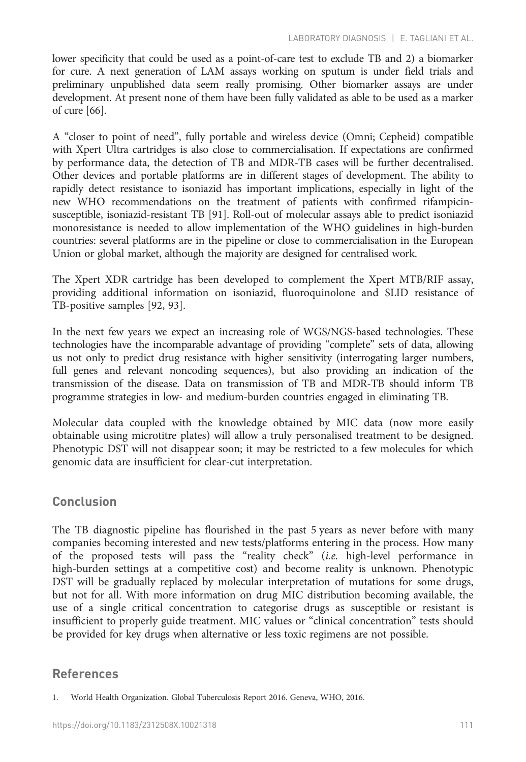lower specificity that could be used as a point-of-care test to exclude TB and 2) a biomarker for cure. A next generation of LAM assays working on sputum is under field trials and preliminary unpublished data seem really promising. Other biomarker assays are under development. At present none of them have been fully validated as able to be used as a marker of cure [66].

A "closer to point of need", fully portable and wireless device (Omni; Cepheid) compatible with Xpert Ultra cartridges is also close to commercialisation. If expectations are confirmed by performance data, the detection of TB and MDR-TB cases will be further decentralised. Other devices and portable platforms are in different stages of development. The ability to rapidly detect resistance to isoniazid has important implications, especially in light of the new WHO recommendations on the treatment of patients with confirmed rifampicin-susceptible, isoniazid-resistant TB [91]. Roll-out of molecular assays able to predict isoniazid monoresistance is needed to allow implementation of the WHO guidelines in high-burden countries: several platforms are in the pipeline or close to commercialisation in the European Union or global market, although the majority are designed for centralised work.

The Xpert XDR cartridge has been developed to complement the Xpert MTB/RIF assay, providing additional information on isoniazid, fluoroquinolone and SLID resistance of TB-positive samples [92, 93].

In the next few years we expect an increasing role of WGS/NGS-based technologies. These technologies have the incomparable advantage of providing "complete" sets of data, allowing us not only to predict drug resistance with higher sensitivity (interrogating larger numbers, full genes and relevant noncoding sequences), but also providing an indication of the transmission of the disease. Data on transmission of TB and MDR-TB should inform TB programme strategies in low- and medium-burden countries engaged in eliminating TB.

Molecular data coupled with the knowledge obtained by MIC data (now more easily obtainable using microtitre plates) will allow a truly personalised treatment to be designed. Phenotypic DST will not disappear soon; it may be restricted to a few molecules for which genomic data are insufficient for clear-cut interpretation.

## Conclusion

The TB diagnostic pipeline has flourished in the past 5 years as never before with many companies becoming interested and new tests/platforms entering in the process. How many of the proposed tests will pass the "reality check" (*i.e.* high-level performance in high-burden settings at a competitive cost) and become reality is unknown. Phenotypic DST will be gradually replaced by molecular interpretation of mutations for some drugs, but not for all. With more information on drug MIC distribution becoming available, the use of a single critical concentration to categorise drugs as susceptible or resistant is insufficient to properly guide treatment. MIC values or "clinical concentration" tests should be provided for key drugs when alternative or less toxic regimens are not possible.

## References

1. World Health Organization. Global Tuberculosis Report 2016. Geneva, WHO, 2016.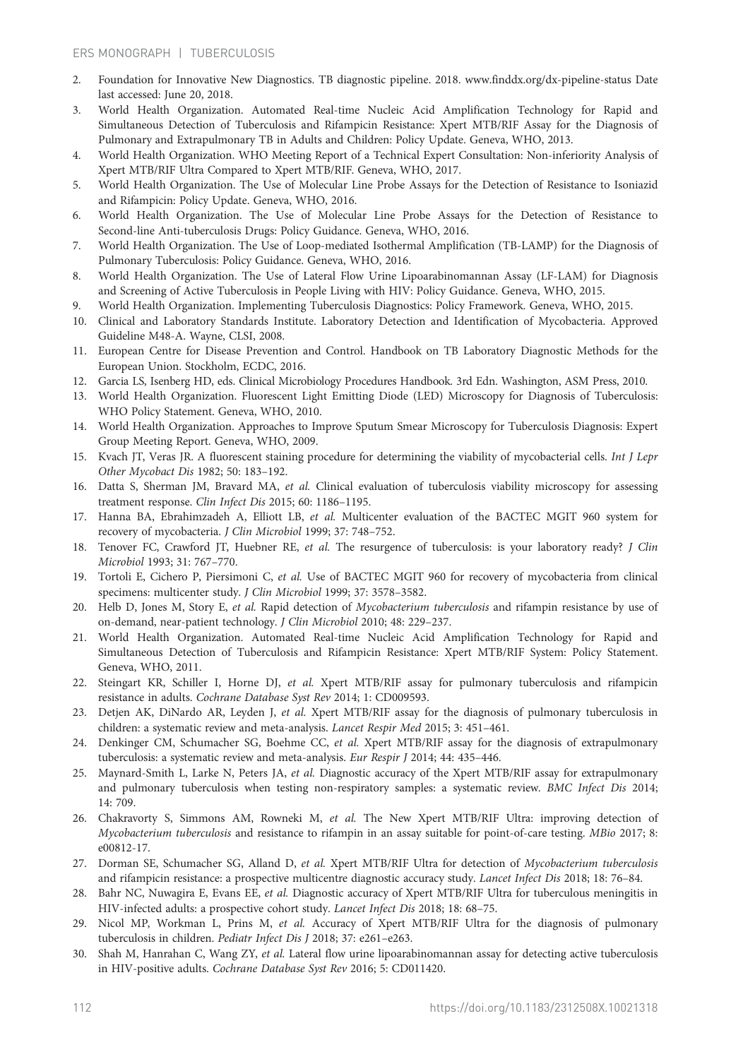2. Foundation for Innovative New Diagnostics. TB diagnostic pipeline. 2018. www.finddx.org/dx-pipeline-status Date last accessed: June 20, 2018.
3. World Health Organization. Automated Real-time Nucleic Acid Amplification Technology for Rapid and Simultaneous Detection of Tuberculosis and Rifampicin Resistance: Xpert MTB/RIF Assay for the Diagnosis of Pulmonary and Extrapulmonary TB in Adults and Children: Policy Update. Geneva, WHO, 2013.
4. World Health Organization. WHO Meeting Report of a Technical Expert Consultation: Non-inferiority Analysis of Xpert MTB/RIF Ultra Compared to Xpert MTB/RIF. Geneva, WHO, 2017.
5. World Health Organization. The Use of Molecular Line Probe Assays for the Detection of Resistance to Isoniazid and Rifampicin: Policy Update. Geneva, WHO, 2016.
6. World Health Organization. The Use of Molecular Line Probe Assays for the Detection of Resistance to Second-line Anti-tuberculosis Drugs: Policy Guidance. Geneva, WHO, 2016.
7. World Health Organization. The Use of Loop-mediated Isothermal Amplification (TB-LAMP) for the Diagnosis of Pulmonary Tuberculosis: Policy Guidance. Geneva, WHO, 2016.
8. World Health Organization. The Use of Lateral Flow Urine Lipoarabinomannan Assay (LF-LAM) for Diagnosis and Screening of Active Tuberculosis in People Living with HIV: Policy Guidance. Geneva, WHO, 2015.
9. World Health Organization. Implementing Tuberculosis Diagnostics: Policy Framework. Geneva, WHO, 2015.
10. Clinical and Laboratory Standards Institute. Laboratory Detection and Identification of Mycobacteria. Approved Guideline M48-A. Wayne, CLSI, 2008.
11. European Centre for Disease Prevention and Control. Handbook on TB Laboratory Diagnostic Methods for the European Union. Stockholm, ECDC, 2016.
12. Garcia LS, Isenberg HD, eds. Clinical Microbiology Procedures Handbook. 3rd Edn. Washington, ASM Press, 2010.
13. World Health Organization. Fluorescent Light Emitting Diode (LED) Microscopy for Diagnosis of Tuberculosis: WHO Policy Statement. Geneva, WHO, 2010.
14. World Health Organization. Approaches to Improve Sputum Smear Microscopy for Tuberculosis Diagnosis: Expert Group Meeting Report. Geneva, WHO, 2009.
15. Kvach JT, Veras JR. A fluorescent staining procedure for determining the viability of mycobacterial cells. *Int J Lepr Other Mycobact Dis* 1982; 50: 183–192.
16. Datta S, Sherman JM, Bravard MA, *et al.* Clinical evaluation of tuberculosis viability microscopy for assessing treatment response. *Clin Infect Dis* 2015; 60: 1186–1195.
17. Hanna BA, Ebrahimzadeh A, Elliott LB, *et al.* Multicenter evaluation of the BACTEC MGIT 960 system for recovery of mycobacteria. *J Clin Microbiol* 1999; 37: 748–752.
18. Tenover FC, Crawford JT, Huebner RE, *et al.* The resurgence of tuberculosis: is your laboratory ready? *J Clin Microbiol* 1993; 31: 767–770.
19. Tortoli E, Cichero P, Piersimoni C, *et al.* Use of BACTEC MGIT 960 for recovery of mycobacteria from clinical specimens: multicenter study. *J Clin Microbiol* 1999; 37: 3578–3582.
20. Helb D, Jones M, Story E, *et al.* Rapid detection of *Mycobacterium tuberculosis* and rifampin resistance by use of on-demand, near-patient technology. *J Clin Microbiol* 2010; 48: 229–237.
21. World Health Organization. Automated Real-time Nucleic Acid Amplification Technology for Rapid and Simultaneous Detection of Tuberculosis and Rifampicin Resistance: Xpert MTB/RIF System: Policy Statement. Geneva, WHO, 2011.
22. Steingart KR, Schiller I, Horne DJ, *et al.* Xpert MTB/RIF assay for pulmonary tuberculosis and rifampicin resistance in adults. *Cochrane Database Syst Rev* 2014; 1: CD009593.
23. Detjen AK, DiNardo AR, Leyden J, *et al.* Xpert MTB/RIF assay for the diagnosis of pulmonary tuberculosis in children: a systematic review and meta-analysis. *Lancet Respir Med* 2015; 3: 451–461.
24. Denkinger CM, Schumacher SG, Boehme CC, *et al.* Xpert MTB/RIF assay for the diagnosis of extrapulmonary tuberculosis: a systematic review and meta-analysis. *Eur Respir J* 2014; 44: 435–446.
25. Maynard-Smith L, Larke N, Peters JA, *et al.* Diagnostic accuracy of the Xpert MTB/RIF assay for extrapulmonary and pulmonary tuberculosis when testing non-respiratory samples: a systematic review. *BMC Infect Dis* 2014; 14: 709.
26. Chakravorty S, Simmons AM, Rowneki M, *et al.* The New Xpert MTB/RIF Ultra: improving detection of *Mycobacterium tuberculosis* and resistance to rifampin in an assay suitable for point-of-care testing. *MBio* 2017; 8: e00812-17.
27. Dorman SE, Schumacher SG, Alland D, *et al.* Xpert MTB/RIF Ultra for detection of *Mycobacterium tuberculosis* and rifampicin resistance: a prospective multicentre diagnostic accuracy study. *Lancet Infect Dis* 2018; 18: 76–84.
28. Bahr NC, Nuwagira E, Evans EE, *et al.* Diagnostic accuracy of Xpert MTB/RIF Ultra for tuberculous meningitis in HIV-infected adults: a prospective cohort study. *Lancet Infect Dis* 2018; 18: 68–75.
29. Nicol MP, Workman L, Prins M, *et al.* Accuracy of Xpert MTB/RIF Ultra for the diagnosis of pulmonary tuberculosis in children. *Pediatr Infect Dis J* 2018; 37: e261–e263.
30. Shah M, Hanrahan C, Wang ZY, *et al.* Lateral flow urine lipoarabinomannan assay for detecting active tuberculosis in HIV-positive adults. *Cochrane Database Syst Rev* 2016; 5: CD011420.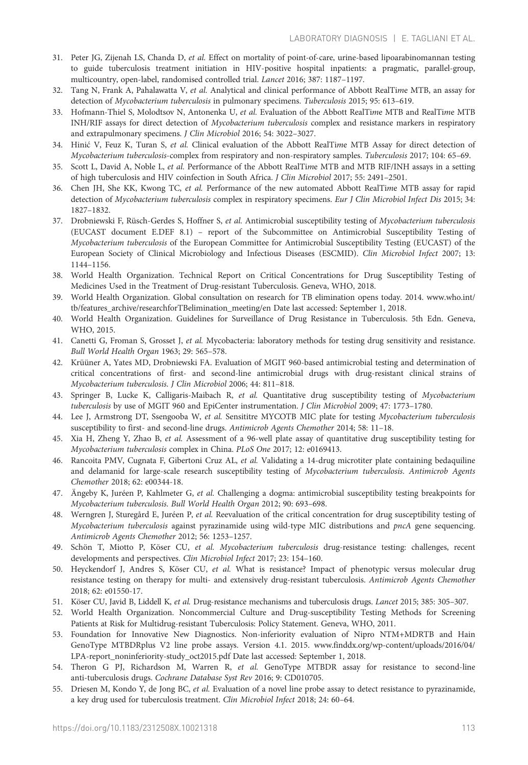31. Peter JG, Zijenah LS, Chanda D, *et al.* Effect on mortality of point-of-care, urine-based lipoarabinomannan testing to guide tuberculosis treatment initiation in HIV-positive hospital inpatients: a pragmatic, parallel-group, multicountry, open-label, randomised controlled trial. *Lancet* 2016; 387: 1187–1197.
32. Tang N, Frank A, Pahalawatta V, *et al.* Analytical and clinical performance of Abbott RealT*ime* MTB, an assay for detection of *Mycobacterium tuberculosis* in pulmonary specimens. *Tuberculosis* 2015; 95: 613–619.
33. Hofmann-Thiel S, Molodtsov N, Antonenka U, *et al.* Evaluation of the Abbott RealT*ime* MTB and RealT*ime* MTB INH/RIF assays for direct detection of *Mycobacterium tuberculosis* complex and resistance markers in respiratory and extrapulmonary specimens. *J Clin Microbiol* 2016; 54: 3022–3027.
34. Hinić V, Feuz K, Turan S, *et al.* Clinical evaluation of the Abbott RealT*ime* MTB Assay for direct detection of *Mycobacterium tuberculosis*-complex from respiratory and non-respiratory samples. *Tuberculosis* 2017; 104: 65–69.
35. Scott L, David A, Noble L, *et al.* Performance of the Abbott RealT*ime* MTB and MTB RIF/INH assays in a setting of high tuberculosis and HIV coinfection in South Africa. *J Clin Microbiol* 2017; 55: 2491–2501.
36. Chen JH, She KK, Kwong TC, *et al.* Performance of the new automated Abbott RealT*ime* MTB assay for rapid detection of *Mycobacterium tuberculosis* complex in respiratory specimens. *Eur J Clin Microbiol Infect Dis* 2015; 34: 1827–1832.
37. Drobniewski F, Rüsch-Gerdes S, Hoffner S, *et al.* Antimicrobial susceptibility testing of *Mycobacterium tuberculosis* (EUCAST document E.DEF 8.1) – report of the Subcommittee on Antimicrobial Susceptibility Testing of *Mycobacterium tuberculosis* of the European Committee for Antimicrobial Susceptibility Testing (EUCAST) of the European Society of Clinical Microbiology and Infectious Diseases (ESCMID). *Clin Microbiol Infect* 2007; 13: 1144–1156.
38. World Health Organization. Technical Report on Critical Concentrations for Drug Susceptibility Testing of Medicines Used in the Treatment of Drug-resistant Tuberculosis. Geneva, WHO, 2018.
39. World Health Organization. Global consultation on research for TB elimination opens today. 2014. www.who.int/tb/features_archive/researchforTBelimination_meeting/en Date last accessed: September 1, 2018.
40. World Health Organization. Guidelines for Surveillance of Drug Resistance in Tuberculosis. 5th Edn. Geneva, WHO, 2015.
41. Canetti G, Froman S, Grosset J, *et al.* Mycobacteria: laboratory methods for testing drug sensitivity and resistance. *Bull World Health Organ* 1963; 29: 565–578.
42. Krüüner A, Yates MD, Drobniewski FA. Evaluation of MGIT 960-based antimicrobial testing and determination of critical concentrations of first- and second-line antimicrobial drugs with drug-resistant clinical strains of *Mycobacterium tuberculosis*. *J Clin Microbiol* 2006; 44: 811–818.
43. Springer B, Lucke K, Calligaris-Maibach R, *et al.* Quantitative drug susceptibility testing of *Mycobacterium tuberculosis* by use of MGIT 960 and EpiCenter instrumentation. *J Clin Microbiol* 2009; 47: 1773–1780.
44. Lee J, Armstrong DT, Ssengooba W, *et al.* Sensititre MYCOTB MIC plate for testing *Mycobacterium tuberculosis* susceptibility to first- and second-line drugs. *Antimicrob Agents Chemother* 2014; 58: 11–18.
45. Xia H, Zheng Y, Zhao B, *et al.* Assessment of a 96-well plate assay of quantitative drug susceptibility testing for *Mycobacterium tuberculosis* complex in China. *PLoS One* 2017; 12: e0169413.
46. Rancoita PMV, Cugnata F, Gibertoni Cruz AL, *et al.* Validating a 14-drug microtiter plate containing bedaquiline and delamanid for large-scale research susceptibility testing of *Mycobacterium tuberculosis*. *Antimicrob Agents Chemother* 2018; 62: e00344-18.
47. Ängeby K, Juréen P, Kahlmeter G, *et al.* Challenging a dogma: antimicrobial susceptibility testing breakpoints for *Mycobacterium tuberculosis*. *Bull World Health Organ* 2012; 90: 693–698.
48. Werngren J, Sturegård E, Juréen P, *et al.* Reevaluation of the critical concentration for drug susceptibility testing of *Mycobacterium tuberculosis* against pyrazinamide using wild-type MIC distributions and *pncA* gene sequencing. *Antimicrob Agents Chemother* 2012; 56: 1253–1257.
49. Schön T, Miotto P, Köser CU, *et al.* *Mycobacterium tuberculosis* drug-resistance testing: challenges, recent developments and perspectives. *Clin Microbiol Infect* 2017; 23: 154–160.
50. Heyckendorf J, Andres S, Köser CU, *et al.* What is resistance? Impact of phenotypic versus molecular drug resistance testing on therapy for multi- and extensively drug-resistant tuberculosis. *Antimicrob Agents Chemother* 2018; 62: e01550-17.
51. Köser CU, Javid B, Liddell K, *et al.* Drug-resistance mechanisms and tuberculosis drugs. *Lancet* 2015; 385: 305–307.
52. World Health Organization. Noncommercial Culture and Drug-susceptibility Testing Methods for Screening Patients at Risk for Multidrug-resistant Tuberculosis: Policy Statement. Geneva, WHO, 2011.
53. Foundation for Innovative New Diagnostics. Non-inferiority evaluation of Nipro NTM+MDRTB and Hain GenoType MTBDRplus V2 line probe assays. Version 4.1. 2015. www.finddx.org/wp-content/uploads/2016/04/LPA-report_noninferiority-study_oct2015.pdf Date last accessed: September 1, 2018.
54. Theron G PJ, Richardson M, Warren R, *et al.* GenoType MTBDR assay for resistance to second-line anti-tuberculosis drugs. *Cochrane Database Syst Rev* 2016; 9: CD010705.
55. Driesen M, Kondo Y, de Jong BC, *et al.* Evaluation of a novel line probe assay to detect resistance to pyrazinamide, a key drug used for tuberculosis treatment. *Clin Microbiol Infect* 2018; 24: 60–64.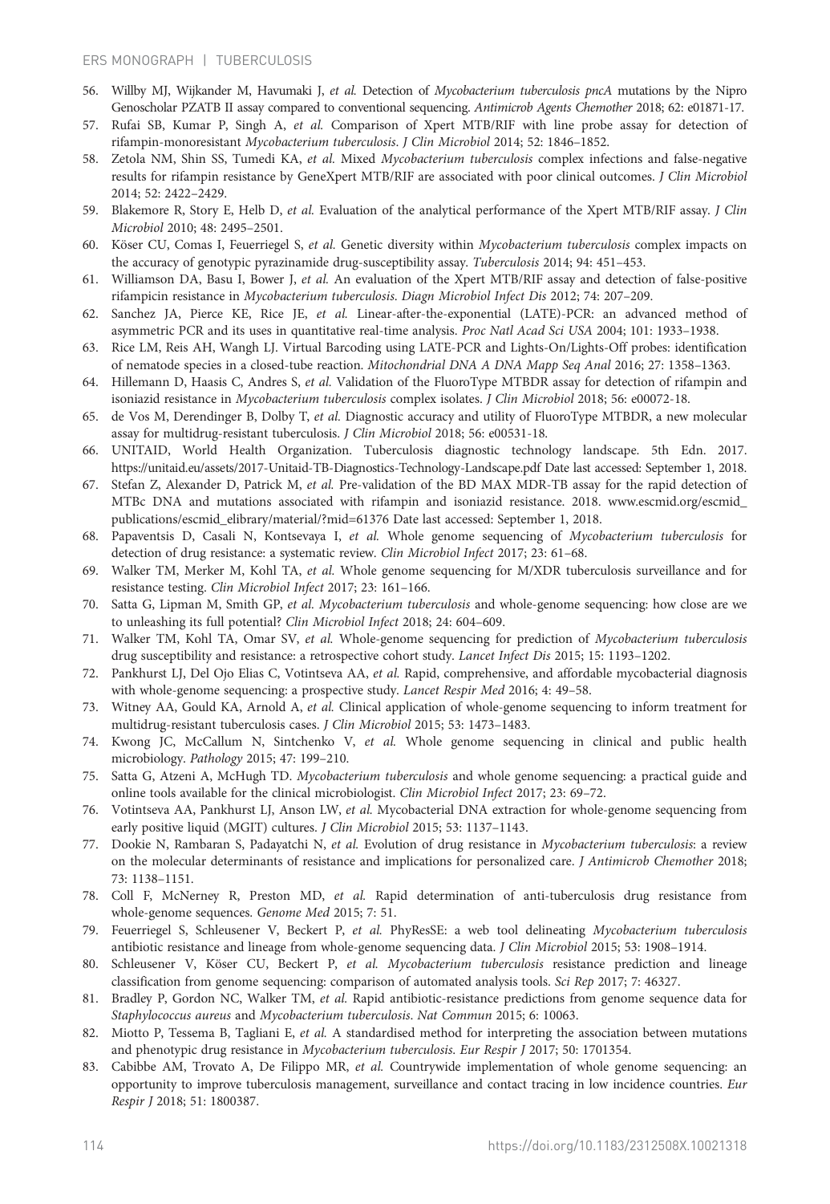56. Willby MJ, Wijkander M, Havumaki J, *et al.* Detection of *Mycobacterium tuberculosis pncA* mutations by the Nipro Genoscholar PZATB II assay compared to conventional sequencing. *Antimicrob Agents Chemother* 2018; 62: e01871-17.
57. Rufai SB, Kumar P, Singh A, *et al.* Comparison of Xpert MTB/RIF with line probe assay for detection of rifampin-monoresistant *Mycobacterium tuberculosis*. *J Clin Microbiol* 2014; 52: 1846–1852.
58. Zetola NM, Shin SS, Tumedi KA, *et al.* Mixed *Mycobacterium tuberculosis* complex infections and false-negative results for rifampin resistance by GeneXpert MTB/RIF are associated with poor clinical outcomes. *J Clin Microbiol* 2014; 52: 2422–2429.
59. Blakemore R, Story E, Helb D, *et al.* Evaluation of the analytical performance of the Xpert MTB/RIF assay. *J Clin Microbiol* 2010; 48: 2495–2501.
60. Köser CU, Comas I, Feuerriegel S, *et al.* Genetic diversity within *Mycobacterium tuberculosis* complex impacts on the accuracy of genotypic pyrazinamide drug-susceptibility assay. *Tuberculosis* 2014; 94: 451–453.
61. Williamson DA, Basu I, Bower J, *et al.* An evaluation of the Xpert MTB/RIF assay and detection of false-positive rifampicin resistance in *Mycobacterium tuberculosis*. *Diagn Microbiol Infect Dis* 2012; 74: 207–209.
62. Sanchez JA, Pierce KE, Rice JE, *et al.* Linear-after-the-exponential (LATE)-PCR: an advanced method of asymmetric PCR and its uses in quantitative real-time analysis. *Proc Natl Acad Sci USA* 2004; 101: 1933–1938.
63. Rice LM, Reis AH, Wangh LJ. Virtual Barcoding using LATE-PCR and Lights-On/Lights-Off probes: identification of nematode species in a closed-tube reaction. *Mitochondrial DNA A DNA Mapp Seq Anal* 2016; 27: 1358–1363.
64. Hillemann D, Haasis C, Andres S, *et al.* Validation of the FluoroType MTBDR assay for detection of rifampin and isoniazid resistance in *Mycobacterium tuberculosis* complex isolates. *J Clin Microbiol* 2018; 56: e00072-18.
65. de Vos M, Derendinger B, Dolby T, *et al.* Diagnostic accuracy and utility of FluoroType MTBDR, a new molecular assay for multidrug-resistant tuberculosis. *J Clin Microbiol* 2018; 56: e00531-18.
66. UNITAID, World Health Organization. Tuberculosis diagnostic technology landscape. 5th Edn. 2017. https://unitaid.eu/assets/2017-Unitaid-TB-Diagnostics-Technology-Landscape.pdf Date last accessed: September 1, 2018.
67. Stefan Z, Alexander D, Patrick M, *et al.* Pre-validation of the BD MAX MDR-TB assay for the rapid detection of MTBc DNA and mutations associated with rifampin and isoniazid resistance. 2018. www.escmid.org/escmid_publications/escmid_elibrary/material/?mid=61376 Date last accessed: September 1, 2018.
68. Papaventsis D, Casali N, Kontsevaya I, *et al.* Whole genome sequencing of *Mycobacterium tuberculosis* for detection of drug resistance: a systematic review. *Clin Microbiol Infect* 2017; 23: 61–68.
69. Walker TM, Merker M, Kohl TA, *et al.* Whole genome sequencing for M/XDR tuberculosis surveillance and for resistance testing. *Clin Microbiol Infect* 2017; 23: 161–166.
70. Satta G, Lipman M, Smith GP, *et al.* *Mycobacterium tuberculosis* and whole-genome sequencing: how close are we to unleashing its full potential? *Clin Microbiol Infect* 2018; 24: 604–609.
71. Walker TM, Kohl TA, Omar SV, *et al.* Whole-genome sequencing for prediction of *Mycobacterium tuberculosis* drug susceptibility and resistance: a retrospective cohort study. *Lancet Infect Dis* 2015; 15: 1193–1202.
72. Pankhurst LJ, Del Ojo Elias C, Votintseva AA, *et al.* Rapid, comprehensive, and affordable mycobacterial diagnosis with whole-genome sequencing: a prospective study. *Lancet Respir Med* 2016; 4: 49–58.
73. Witney AA, Gould KA, Arnold A, *et al.* Clinical application of whole-genome sequencing to inform treatment for multidrug-resistant tuberculosis cases. *J Clin Microbiol* 2015; 53: 1473–1483.
74. Kwong JC, McCallum N, Sintchenko V, *et al.* Whole genome sequencing in clinical and public health microbiology. *Pathology* 2015; 47: 199–210.
75. Satta G, Atzeni A, McHugh TD. *Mycobacterium tuberculosis* and whole genome sequencing: a practical guide and online tools available for the clinical microbiologist. *Clin Microbiol Infect* 2017; 23: 69–72.
76. Votintseva AA, Pankhurst LJ, Anson LW, *et al.* Mycobacterial DNA extraction for whole-genome sequencing from early positive liquid (MGIT) cultures. *J Clin Microbiol* 2015; 53: 1137–1143.
77. Dookie N, Rambaran S, Padayatchi N, *et al.* Evolution of drug resistance in *Mycobacterium tuberculosis*: a review on the molecular determinants of resistance and implications for personalized care. *J Antimicrob Chemother* 2018; 73: 1138–1151.
78. Coll F, McNerney R, Preston MD, *et al.* Rapid determination of anti-tuberculosis drug resistance from whole-genome sequences. *Genome Med* 2015; 7: 51.
79. Feuerriegel S, Schleusener V, Beckert P, *et al.* PhyResSE: a web tool delineating *Mycobacterium tuberculosis* antibiotic resistance and lineage from whole-genome sequencing data. *J Clin Microbiol* 2015; 53: 1908–1914.
80. Schleusener V, Köser CU, Beckert P, *et al.* *Mycobacterium tuberculosis* resistance prediction and lineage classification from genome sequencing: comparison of automated analysis tools. *Sci Rep* 2017; 7: 46327.
81. Bradley P, Gordon NC, Walker TM, *et al.* Rapid antibiotic-resistance predictions from genome sequence data for *Staphylococcus aureus* and *Mycobacterium tuberculosis*. *Nat Commun* 2015; 6: 10063.
82. Miotto P, Tessema B, Tagliani E, *et al.* A standardised method for interpreting the association between mutations and phenotypic drug resistance in *Mycobacterium tuberculosis*. *Eur Respir J* 2017; 50: 1701354.
83. Cabibbe AM, Trovato A, De Filippo MR, *et al.* Countrywide implementation of whole genome sequencing: an opportunity to improve tuberculosis management, surveillance and contact tracing in low incidence countries. *Eur Respir J* 2018; 51: 1800387.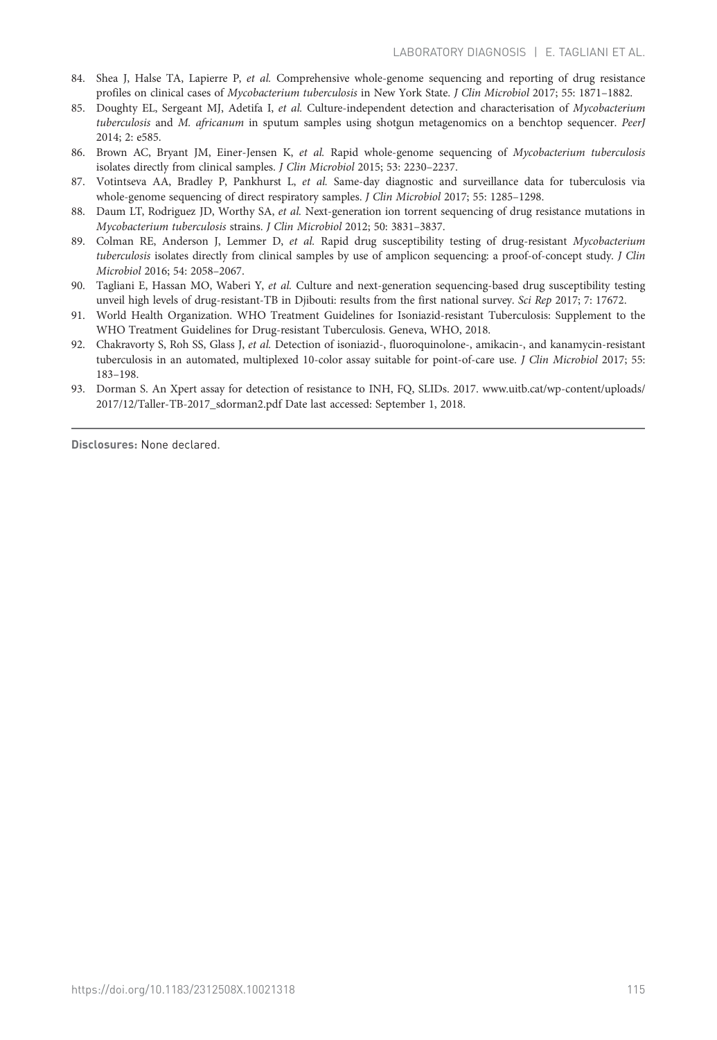84. Shea J, Halse TA, Lapierre P, *et al.* Comprehensive whole-genome sequencing and reporting of drug resistance profiles on clinical cases of *Mycobacterium tuberculosis* in New York State. *J Clin Microbiol* 2017; 55: 1871–1882.
85. Doughty EL, Sergeant MJ, Adetifa I, *et al.* Culture-independent detection and characterisation of *Mycobacterium tuberculosis* and *M. africanum* in sputum samples using shotgun metagenomics on a benchtop sequencer. *PeerJ* 2014; 2: e585.
86. Brown AC, Bryant JM, Einer-Jensen K, *et al.* Rapid whole-genome sequencing of *Mycobacterium tuberculosis* isolates directly from clinical samples. *J Clin Microbiol* 2015; 53: 2230–2237.
87. Votintseva AA, Bradley P, Pankhurst L, *et al.* Same-day diagnostic and surveillance data for tuberculosis via whole-genome sequencing of direct respiratory samples. *J Clin Microbiol* 2017; 55: 1285–1298.
88. Daum LT, Rodriguez JD, Worthy SA, *et al.* Next-generation ion torrent sequencing of drug resistance mutations in *Mycobacterium tuberculosis* strains. *J Clin Microbiol* 2012; 50: 3831–3837.
89. Colman RE, Anderson J, Lemmer D, *et al.* Rapid drug susceptibility testing of drug-resistant *Mycobacterium tuberculosis* isolates directly from clinical samples by use of amplicon sequencing: a proof-of-concept study. *J Clin Microbiol* 2016; 54: 2058–2067.
90. Tagliani E, Hassan MO, Waberi Y, *et al.* Culture and next-generation sequencing-based drug susceptibility testing unveil high levels of drug-resistant-TB in Djibouti: results from the first national survey. *Sci Rep* 2017; 7: 17672.
91. World Health Organization. WHO Treatment Guidelines for Isoniazid-resistant Tuberculosis: Supplement to the WHO Treatment Guidelines for Drug-resistant Tuberculosis. Geneva, WHO, 2018.
92. Chakravorty S, Roh SS, Glass J, *et al.* Detection of isoniazid-, fluoroquinolone-, amikacin-, and kanamycin-resistant tuberculosis in an automated, multiplexed 10-color assay suitable for point-of-care use. *J Clin Microbiol* 2017; 55: 183–198.
93. Dorman S. An Xpert assay for detection of resistance to INH, FQ, SLIDs. 2017. www.uitb.cat/wp-content/uploads/2017/12/Taller-TB-2017_sdorman2.pdf Date last accessed: September 1, 2018.

**Disclosures:** None declared.